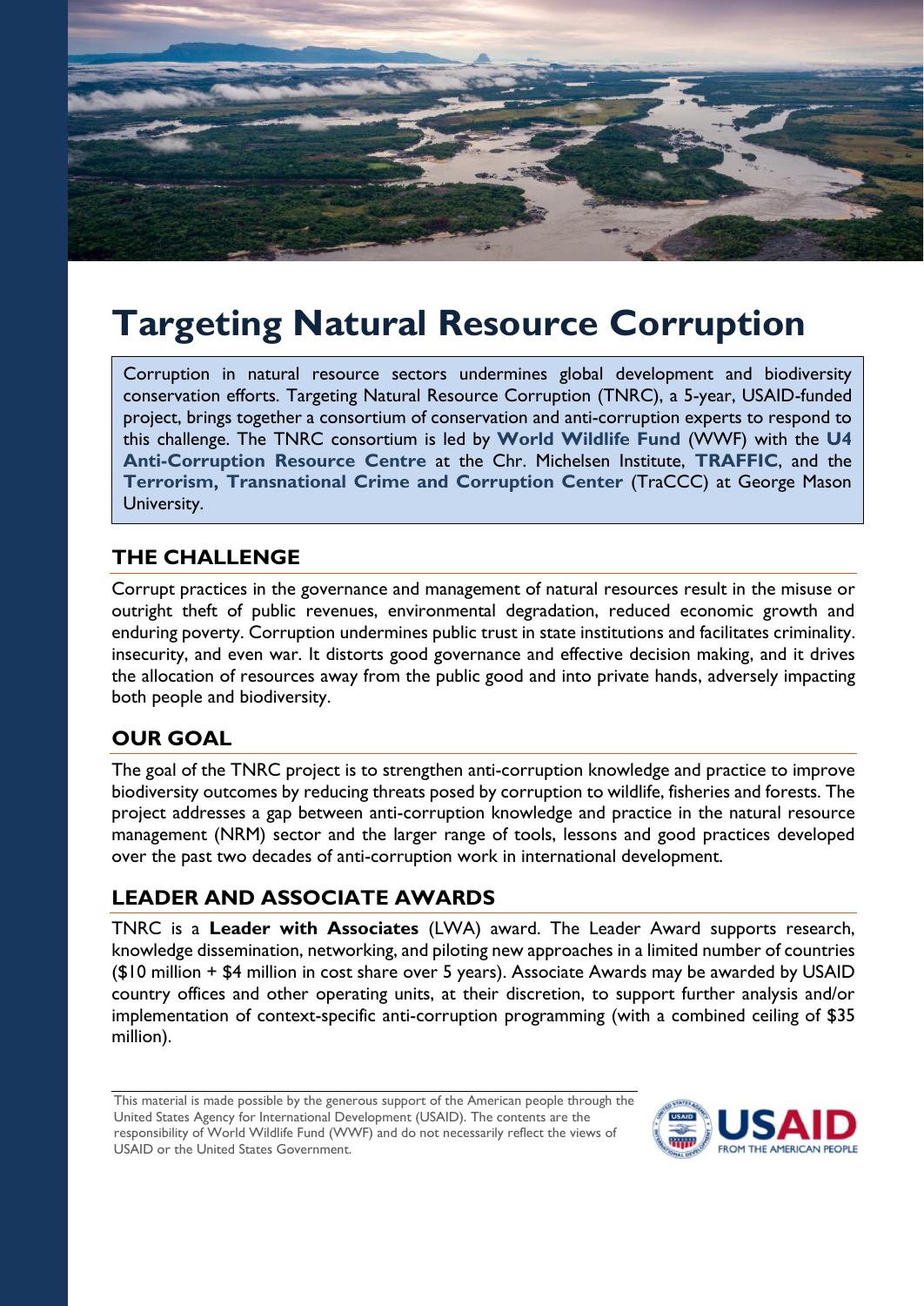# Targeting Natural Resource Corruption

Corruption in natural resource sectors undermines global development and biodiversity conservation efforts. Targeting Natural Resource Corruption (TNRC), a 5-year, USAID-funded project, brings together a consortium of conservation and anti-corruption experts to respond to this challenge. The TNRC consortium is led by **World Wildlife Fund** (WWF) with the **U4 Anti-Corruption Resource Centre** at the Chr. Michelsen Institute, **TRAFFIC**, and the **Terrorism, Transnational Crime and Corruption Center** (TraCCC) at George Mason University.

## THE CHALLENGE

Corrupt practices in the governance and management of natural resources result in the misuse or outright theft of public revenues, environmental degradation, reduced economic growth and enduring poverty. Corruption undermines public trust in state institutions and facilitates criminality. insecurity, and even war. It distorts good governance and effective decision making, and it drives the allocation of resources away from the public good and into private hands, adversely impacting both people and biodiversity.

## OUR GOAL

The goal of the TNRC project is to strengthen anti-corruption knowledge and practice to improve biodiversity outcomes by reducing threats posed by corruption to wildlife, fisheries and forests. The project addresses a gap between anti-corruption knowledge and practice in the natural resource management (NRM) sector and the larger range of tools, lessons and good practices developed over the past two decades of anti-corruption work in international development.

## LEADER AND ASSOCIATE AWARDS

TNRC is a **Leader with Associates** (LWA) award. The Leader Award supports research, knowledge dissemination, networking, and piloting new approaches in a limited number of countries ($10 million + $4 million in cost share over 5 years). Associate Awards may be awarded by USAID country offices and other operating units, at their discretion, to support further analysis and/or implementation of context-specific anti-corruption programming (with a combined ceiling of $35 million).

This material is made possible by the generous support of the American people through the United States Agency for International Development (USAID). The contents are the responsibility of World Wildlife Fund (WWF) and do not necessarily reflect the views of USAID or the United States Government.

USAID FROM THE AMERICAN PEOPLE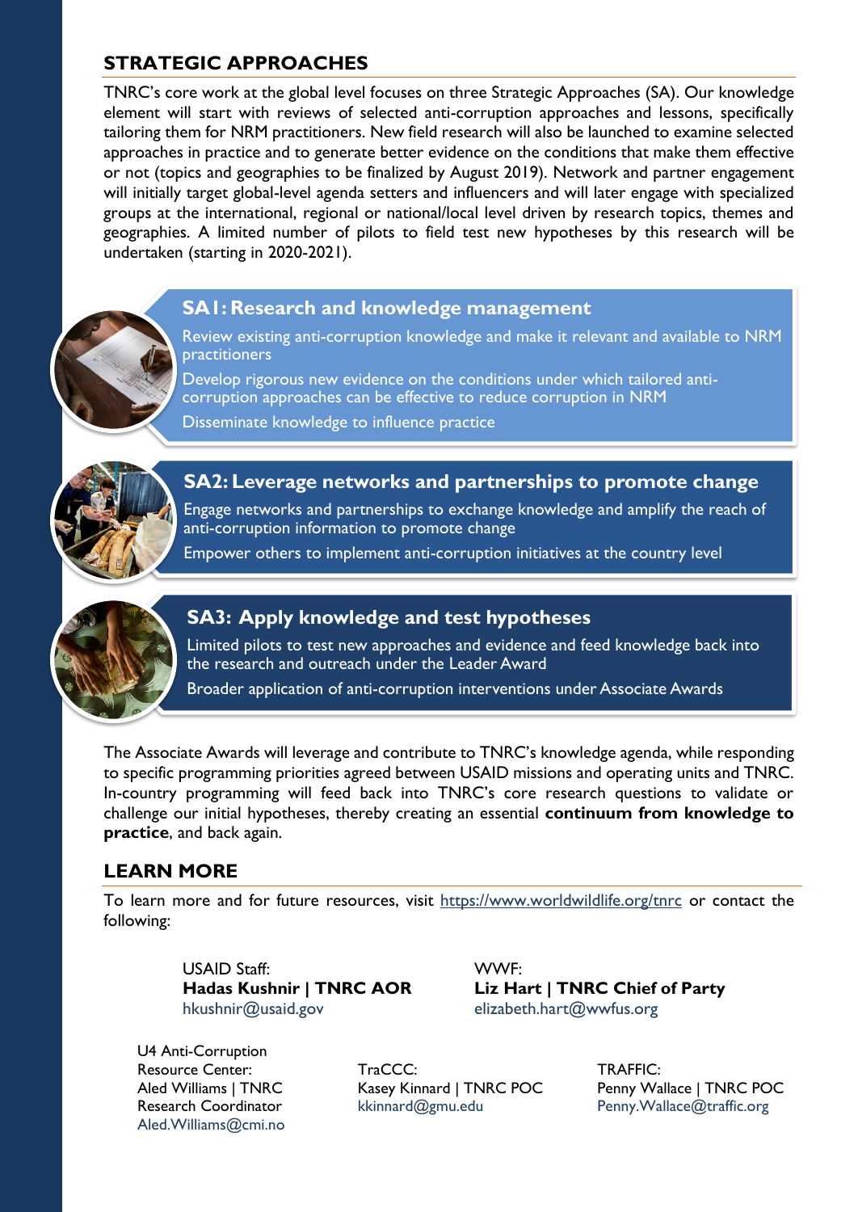## STRATEGIC APPROACHES

TNRC's core work at the global level focuses on three Strategic Approaches (SA). Our knowledge element will start with reviews of selected anti-corruption approaches and lessons, specifically tailoring them for NRM practitioners. New field research will also be launched to examine selected approaches in practice and to generate better evidence on the conditions that make them effective or not (topics and geographies to be finalized by August 2019). Network and partner engagement will initially target global-level agenda setters and influencers and will later engage with specialized groups at the international, regional or national/local level driven by research topics, themes and geographies. A limited number of pilots to field test new hypotheses by this research will be undertaken (starting in 2020-2021).

### SA1: Research and knowledge management

Review existing anti-corruption knowledge and make it relevant and available to NRM practitioners

Develop rigorous new evidence on the conditions under which tailored anti-corruption approaches can be effective to reduce corruption in NRM

Disseminate knowledge to influence practice

### SA2: Leverage networks and partnerships to promote change

Engage networks and partnerships to exchange knowledge and amplify the reach of anti-corruption information to promote change

Empower others to implement anti-corruption initiatives at the country level

### SA3: Apply knowledge and test hypotheses

Limited pilots to test new approaches and evidence and feed knowledge back into the research and outreach under the Leader Award

Broader application of anti-corruption interventions under Associate Awards

The Associate Awards will leverage and contribute to TNRC's knowledge agenda, while responding to specific programming priorities agreed between USAID missions and operating units and TNRC. In-country programming will feed back into TNRC's core research questions to validate or challenge our initial hypotheses, thereby creating an essential **continuum from knowledge to practice**, and back again.

## LEARN MORE

To learn more and for future resources, visit https://www.worldwildlife.org/tnrc or contact the following:

USAID Staff:
**Hadas Kushnir | TNRC AOR**
hkushnir@usaid.gov

WWF:
**Liz Hart | TNRC Chief of Party**
elizabeth.hart@wwfus.org

U4 Anti-Corruption Resource Center:
Aled Williams | TNRC Research Coordinator
Aled.Williams@cmi.no

TraCCC:
Kasey Kinnard | TNRC POC
kkinnard@gmu.edu

TRAFFIC:
Penny Wallace | TNRC POC
Penny.Wallace@traffic.org